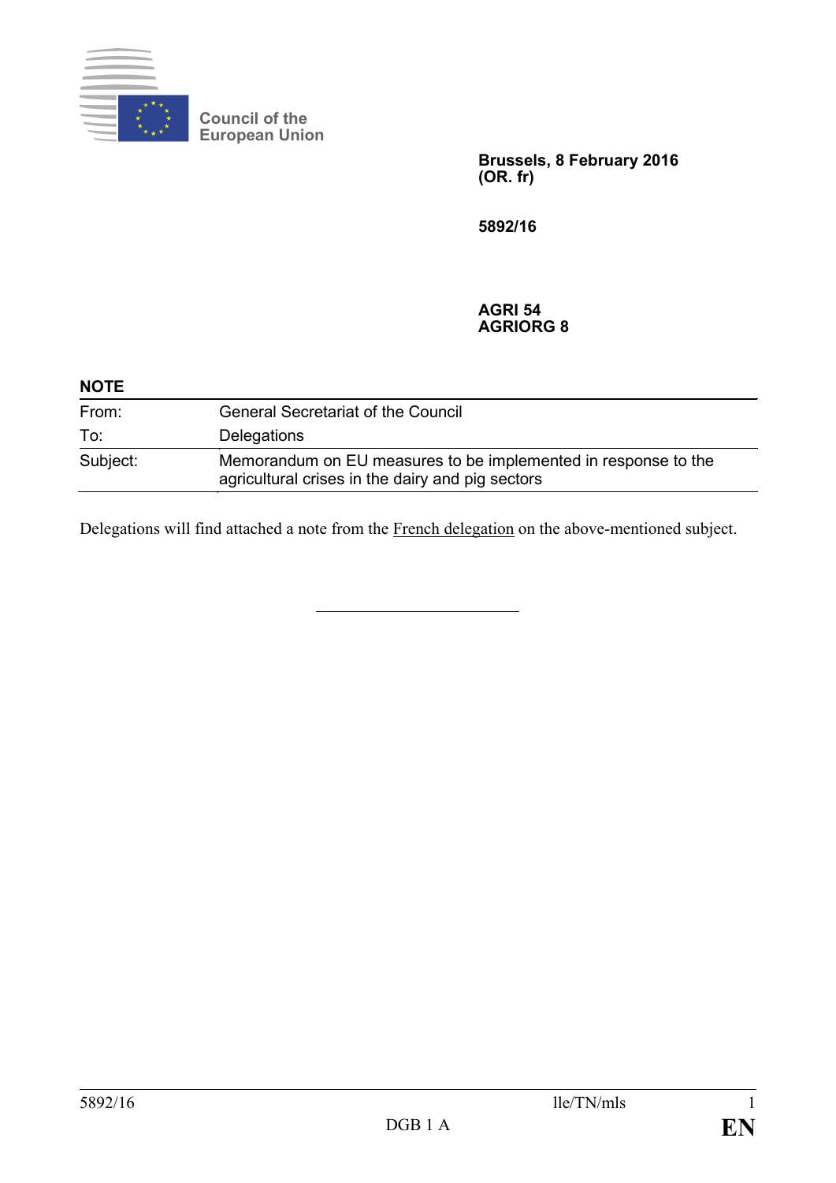Council of the
European Union

**Brussels, 8 February 2016**
**(OR. fr)**

**5892/16**

**AGRI 54**
**AGRIORG 8**

**NOTE**

| | |
|---|---|
| From: | General Secretariat of the Council |
| To: | Delegations |
| Subject: | Memorandum on EU measures to be implemented in response to the agricultural crises in the dairy and pig sectors |

Delegations will find attached a note from the French delegation on the above-mentioned subject.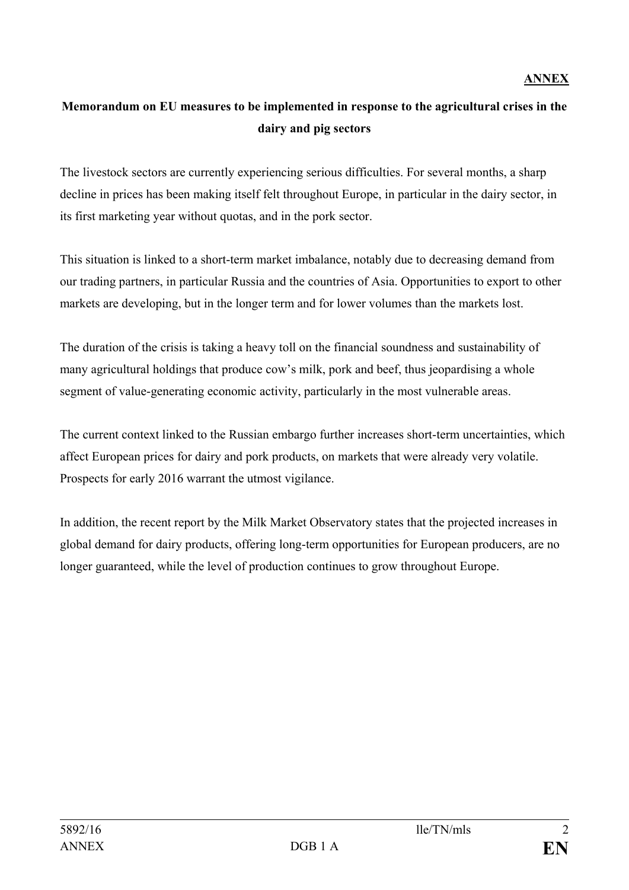**ANNEX**

## Memorandum on EU measures to be implemented in response to the agricultural crises in the dairy and pig sectors

The livestock sectors are currently experiencing serious difficulties. For several months, a sharp decline in prices has been making itself felt throughout Europe, in particular in the dairy sector, in its first marketing year without quotas, and in the pork sector.

This situation is linked to a short-term market imbalance, notably due to decreasing demand from our trading partners, in particular Russia and the countries of Asia. Opportunities to export to other markets are developing, but in the longer term and for lower volumes than the markets lost.

The duration of the crisis is taking a heavy toll on the financial soundness and sustainability of many agricultural holdings that produce cow's milk, pork and beef, thus jeopardising a whole segment of value-generating economic activity, particularly in the most vulnerable areas.

The current context linked to the Russian embargo further increases short-term uncertainties, which affect European prices for dairy and pork products, on markets that were already very volatile. Prospects for early 2016 warrant the utmost vigilance.

In addition, the recent report by the Milk Market Observatory states that the projected increases in global demand for dairy products, offering long-term opportunities for European producers, are no longer guaranteed, while the level of production continues to grow throughout Europe.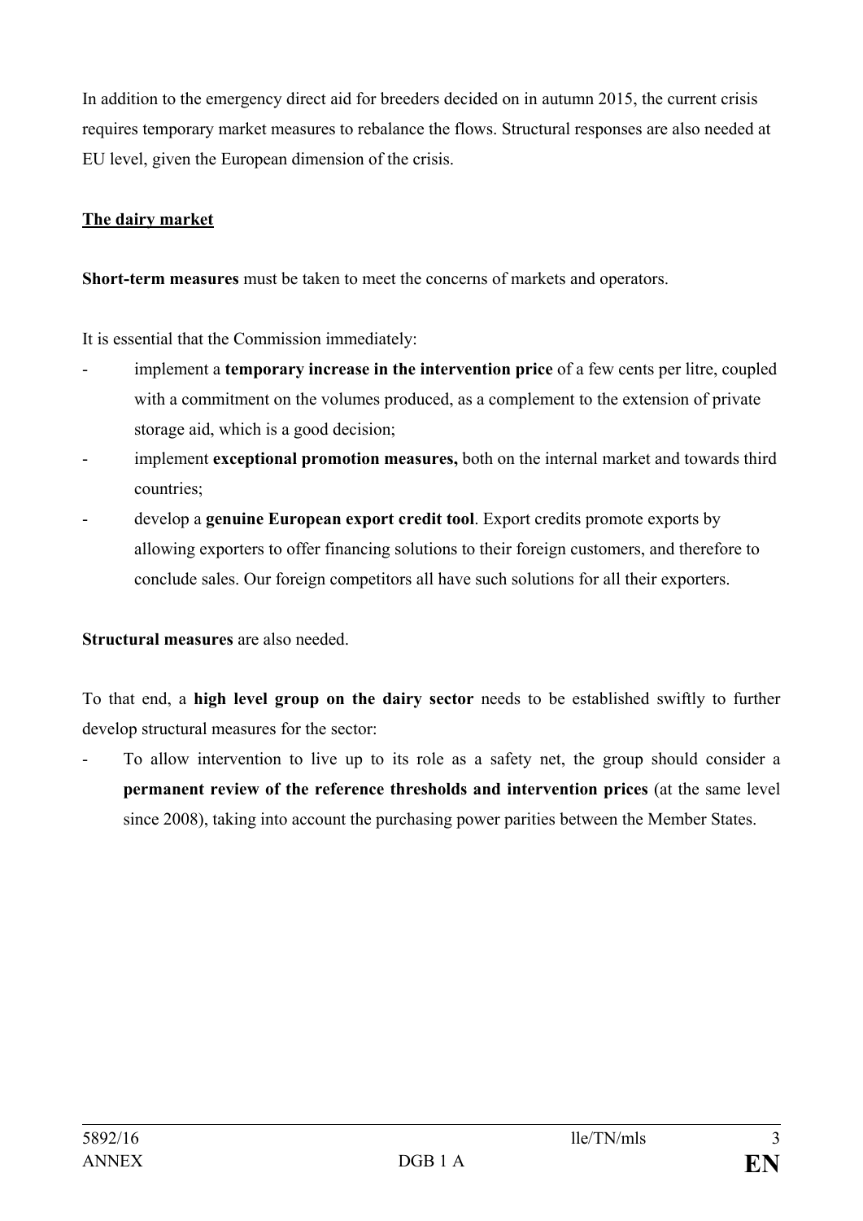In addition to the emergency direct aid for breeders decided on in autumn 2015, the current crisis requires temporary market measures to rebalance the flows. Structural responses are also needed at EU level, given the European dimension of the crisis.

**The dairy market**

**Short-term measures** must be taken to meet the concerns of markets and operators.

It is essential that the Commission immediately:

- implement a **temporary increase in the intervention price** of a few cents per litre, coupled with a commitment on the volumes produced, as a complement to the extension of private storage aid, which is a good decision;
- implement **exceptional promotion measures,** both on the internal market and towards third countries;
- develop a **genuine European export credit tool**. Export credits promote exports by allowing exporters to offer financing solutions to their foreign customers, and therefore to conclude sales. Our foreign competitors all have such solutions for all their exporters.

**Structural measures** are also needed.

To that end, a **high level group on the dairy sector** needs to be established swiftly to further develop structural measures for the sector:

- To allow intervention to live up to its role as a safety net, the group should consider a **permanent review of the reference thresholds and intervention prices** (at the same level since 2008), taking into account the purchasing power parities between the Member States.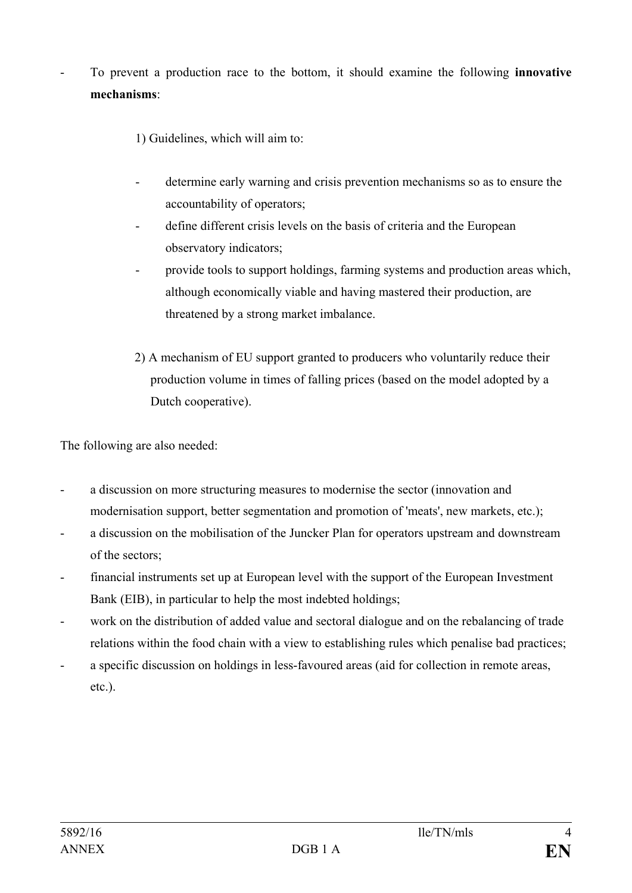- To prevent a production race to the bottom, it should examine the following **innovative mechanisms**:

  1) Guidelines, which will aim to:

     - determine early warning and crisis prevention mechanisms so as to ensure the accountability of operators;
     - define different crisis levels on the basis of criteria and the European observatory indicators;
     - provide tools to support holdings, farming systems and production areas which, although economically viable and having mastered their production, are threatened by a strong market imbalance.

  2) A mechanism of EU support granted to producers who voluntarily reduce their production volume in times of falling prices (based on the model adopted by a Dutch cooperative).

The following are also needed:

- a discussion on more structuring measures to modernise the sector (innovation and modernisation support, better segmentation and promotion of 'meats', new markets, etc.);
- a discussion on the mobilisation of the Juncker Plan for operators upstream and downstream of the sectors;
- financial instruments set up at European level with the support of the European Investment Bank (EIB), in particular to help the most indebted holdings;
- work on the distribution of added value and sectoral dialogue and on the rebalancing of trade relations within the food chain with a view to establishing rules which penalise bad practices;
- a specific discussion on holdings in less-favoured areas (aid for collection in remote areas, etc.).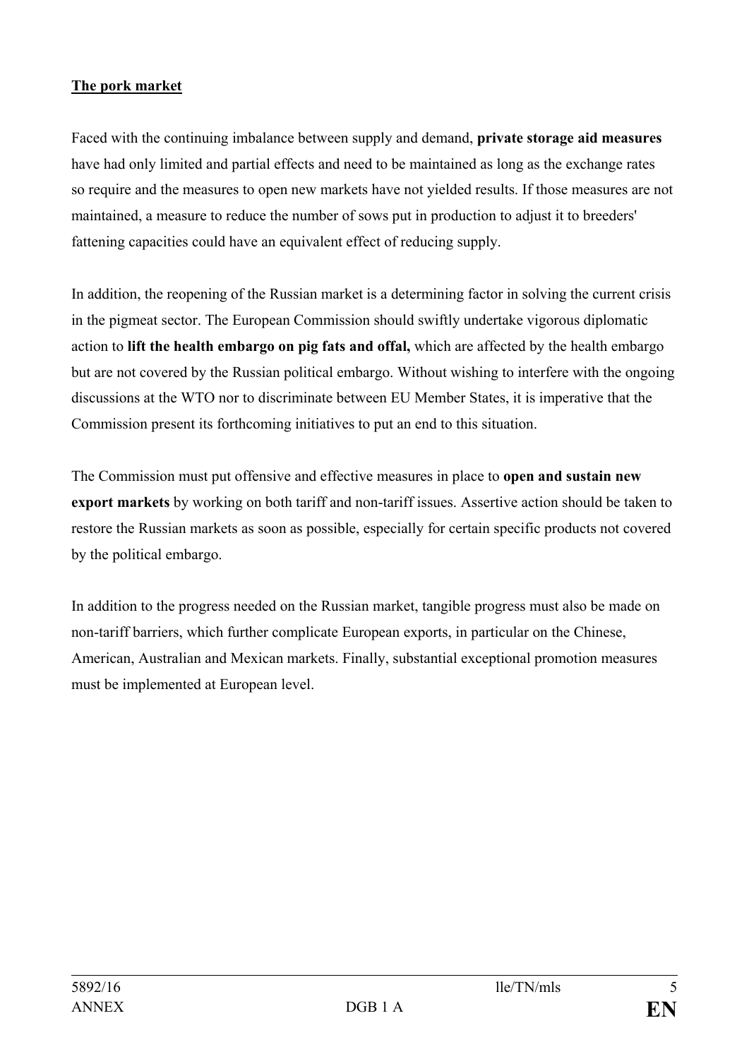**The pork market**

Faced with the continuing imbalance between supply and demand, **private storage aid measures** have had only limited and partial effects and need to be maintained as long as the exchange rates so require and the measures to open new markets have not yielded results. If those measures are not maintained, a measure to reduce the number of sows put in production to adjust it to breeders' fattening capacities could have an equivalent effect of reducing supply.

In addition, the reopening of the Russian market is a determining factor in solving the current crisis in the pigmeat sector. The European Commission should swiftly undertake vigorous diplomatic action to **lift the health embargo on pig fats and offal,** which are affected by the health embargo but are not covered by the Russian political embargo. Without wishing to interfere with the ongoing discussions at the WTO nor to discriminate between EU Member States, it is imperative that the Commission present its forthcoming initiatives to put an end to this situation.

The Commission must put offensive and effective measures in place to **open and sustain new export markets** by working on both tariff and non-tariff issues. Assertive action should be taken to restore the Russian markets as soon as possible, especially for certain specific products not covered by the political embargo.

In addition to the progress needed on the Russian market, tangible progress must also be made on non-tariff barriers, which further complicate European exports, in particular on the Chinese, American, Australian and Mexican markets. Finally, substantial exceptional promotion measures must be implemented at European level.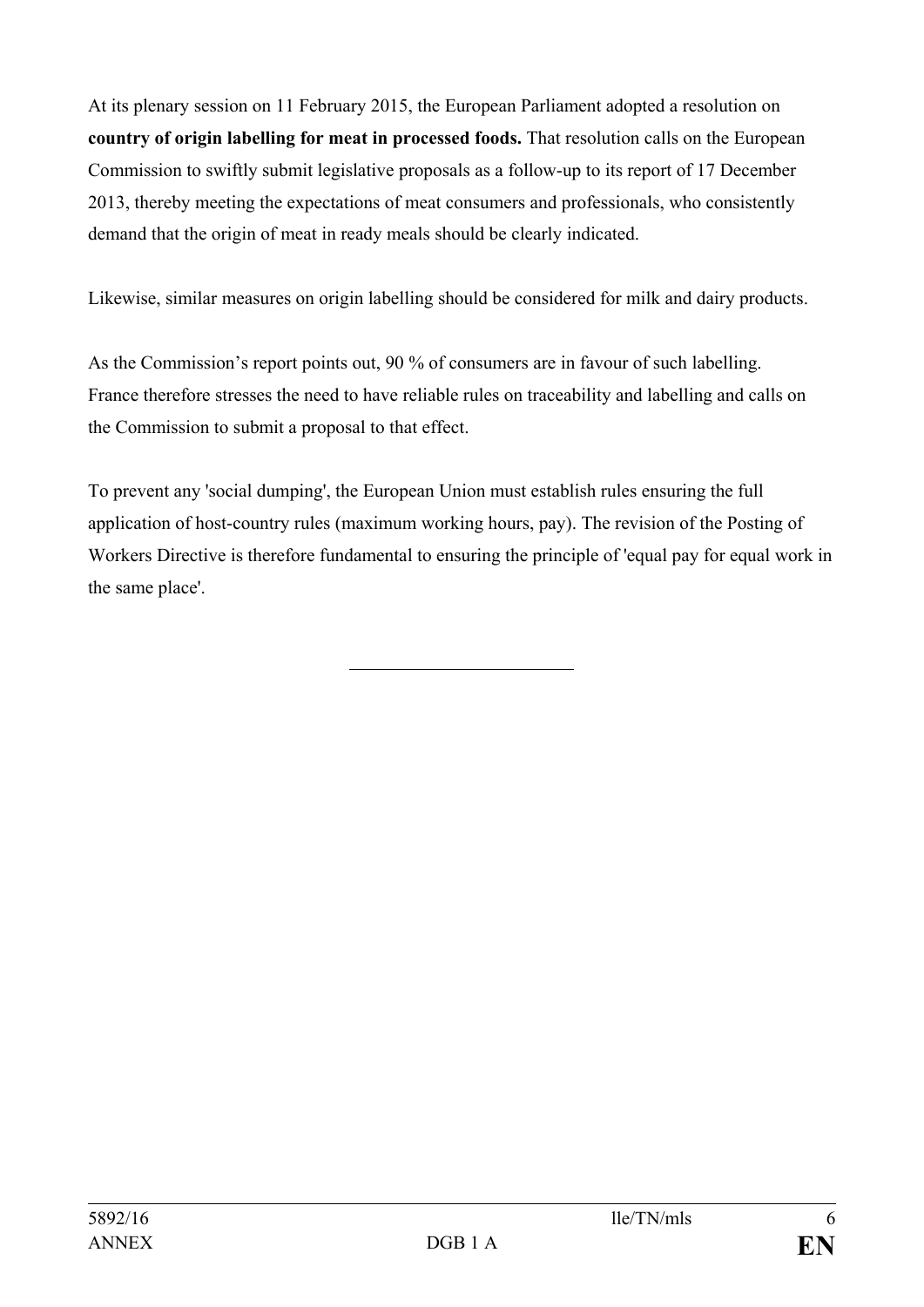At its plenary session on 11 February 2015, the European Parliament adopted a resolution on **country of origin labelling for meat in processed foods.** That resolution calls on the European Commission to swiftly submit legislative proposals as a follow-up to its report of 17 December 2013, thereby meeting the expectations of meat consumers and professionals, who consistently demand that the origin of meat in ready meals should be clearly indicated.

Likewise, similar measures on origin labelling should be considered for milk and dairy products.

As the Commission's report points out, 90 % of consumers are in favour of such labelling. France therefore stresses the need to have reliable rules on traceability and labelling and calls on the Commission to submit a proposal to that effect.

To prevent any 'social dumping', the European Union must establish rules ensuring the full application of host-country rules (maximum working hours, pay). The revision of the Posting of Workers Directive is therefore fundamental to ensuring the principle of 'equal pay for equal work in the same place'.